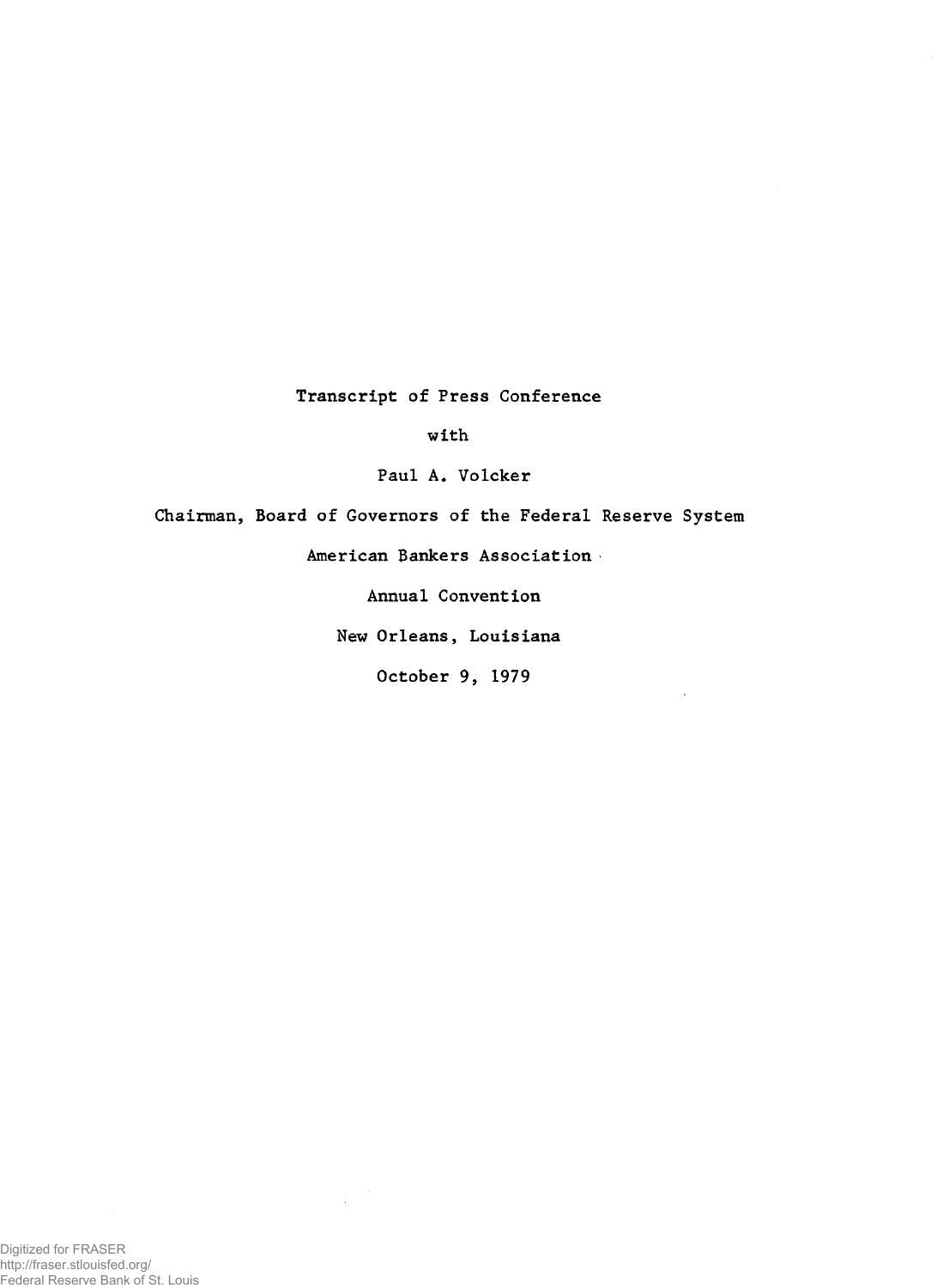# Transcript of Press Conference

with

Paul A. Volcker

Chairman, Board of Governors of the Federal Reserve System

American Bankers Association

Annual Convention

New Orleans, Louisiana

October 9, 1979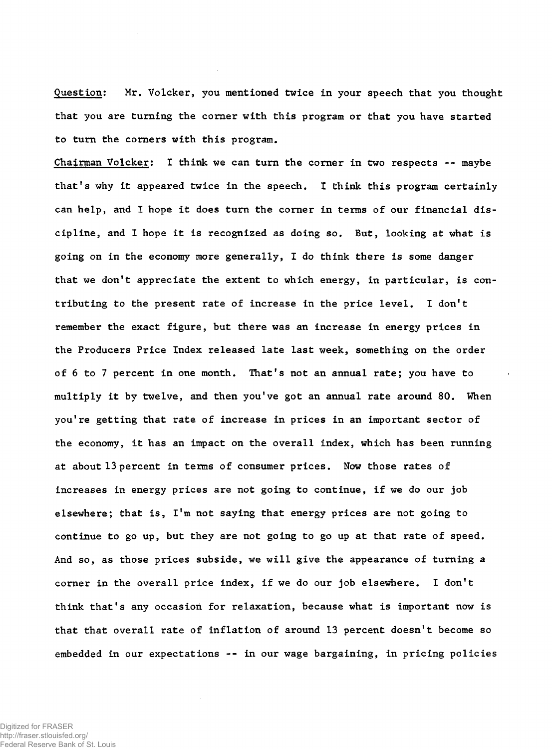Question: Mr. Volcker, you mentioned twice in your speech that you thought that you are turning the corner with this program or that you have started to turn the corners with this program.

Chairman Volcker: I think we can turn the corner in two respects -- maybe that's why it appeared twice in the speech. I think this program certainly can help, and I hope it does turn the corner in terms of our financial discipline, and I hope it is recognized as doing so. But, looking at what is going on in the economy more generally, I do think there is some danger that we don't appreciate the extent to which energy, in particular, is contributing to the present rate of increase in the price level. I don't remember the exact figure, but there was an increase in energy prices in the Producers Price Index released late last week, something on the order of 6 to 7 percent in one month. That's not an annual rate; you have to multiply it by twelve, and then you've got an annual rate around 80. When you're getting that rate of increase in prices in an important sector of the economy, it has an impact on the overall index, which has been running at about 13 percent in terms of consumer prices. Now those rates of increases in energy prices are not going to continue, if we do our job elsewhere; that is, I'm not saying that energy prices are not going to continue to go up, but they are not going to go up at that rate of speed. And so, as those prices subside, we will give the appearance of turning a corner in the overall price index, if we do our job elsewhere. I don't think that's any occasion for relaxation, because what is important now is that that overall rate of inflation of around 13 percent doesn't become so embedded in our expectations -- in our wage bargaining, in pricing policies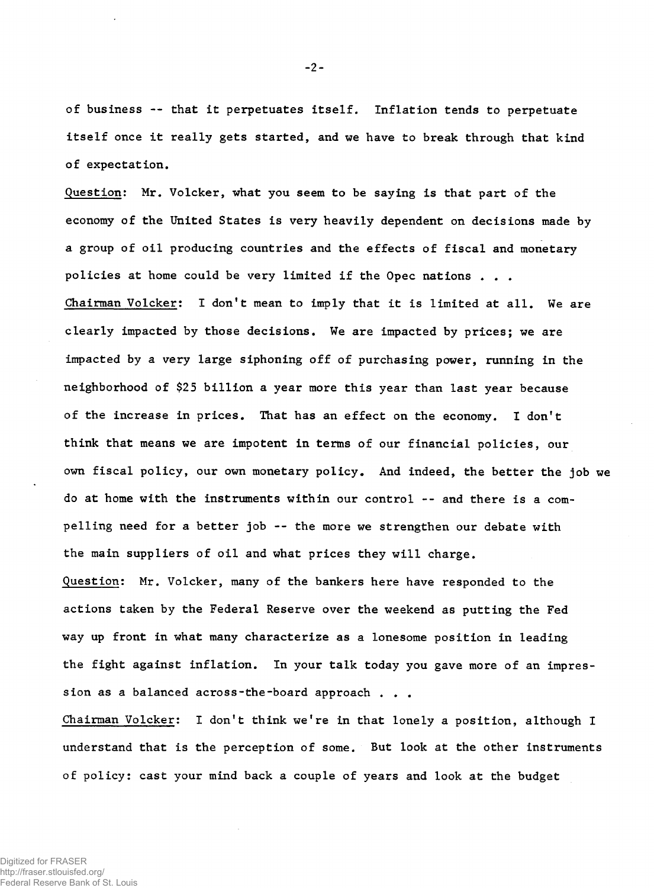of business -- that it perpetuates itself. Inflation tends to perpetuate itself once it really gets started, and we have to break through that kind of expectation.

Question: Mr. Volcker, what you seem to be saying is that part of the economy of the United States is very heavily dependent on decisions made by a group of oil producing countries and the effects of fiscal and monetary policies at home could be very limited if the Opec nations . . .

Chairman Volcker: I don't mean to imply that it is limited at all. We are clearly impacted by those decisions. We are impacted by prices; we are impacted by a very large siphoning off of purchasing power, running in the neighborhood of $25 billion a year more this year than last year because of the increase in prices. That has an effect on the economy. I don't think that means we are impotent in terms of our financial policies, our own fiscal policy, our own monetary policy. And indeed, the better the job we do at home with the instruments within our control -- and there is a compelling need for a better job -- the more we strengthen our debate with the main suppliers of oil and what prices they will charge.

Question: Mr. Volcker, many of the bankers here have responded to the actions taken by the Federal Reserve over the weekend as putting the Fed way up front in what many characterize as a lonesome position in leading the fight against inflation. In your talk today you gave more of an impression as a balanced across-the-board approach . . .

Chairman Volcker: I don't think we're in that lonely a position, although I understand that is the perception of some. But look at the other instruments of policy: cast your mind back a couple of years and look at the budget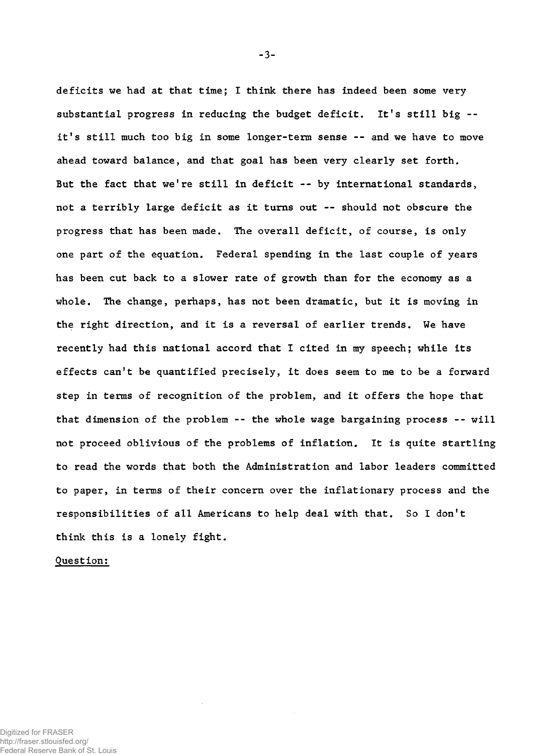deficits we had at that time; I think there has indeed been some very substantial progress in reducing the budget deficit. It's still big -- it's still much too big in some longer-term sense -- and we have to move ahead toward balance, and that goal has been very clearly set forth. But the fact that we're still in deficit -- by international standards, not a terribly large deficit as it turns out -- should not obscure the progress that has been made. The overall deficit, of course, is only one part of the equation. Federal spending in the last couple of years has been cut back to a slower rate of growth than for the economy as a whole. The change, perhaps, has not been dramatic, but it is moving in the right direction, and it is a reversal of earlier trends. We have recently had this national accord that I cited in my speech; while its effects can't be quantified precisely, it does seem to me to be a forward step in terms of recognition of the problem, and it offers the hope that that dimension of the problem -- the whole wage bargaining process -- will not proceed oblivious of the problems of inflation. It is quite startling to read the words that both the Administration and labor leaders committed to paper, in terms of their concern over the inflationary process and the responsibilities of all Americans to help deal with that. So I don't think this is a lonely fight.

Question: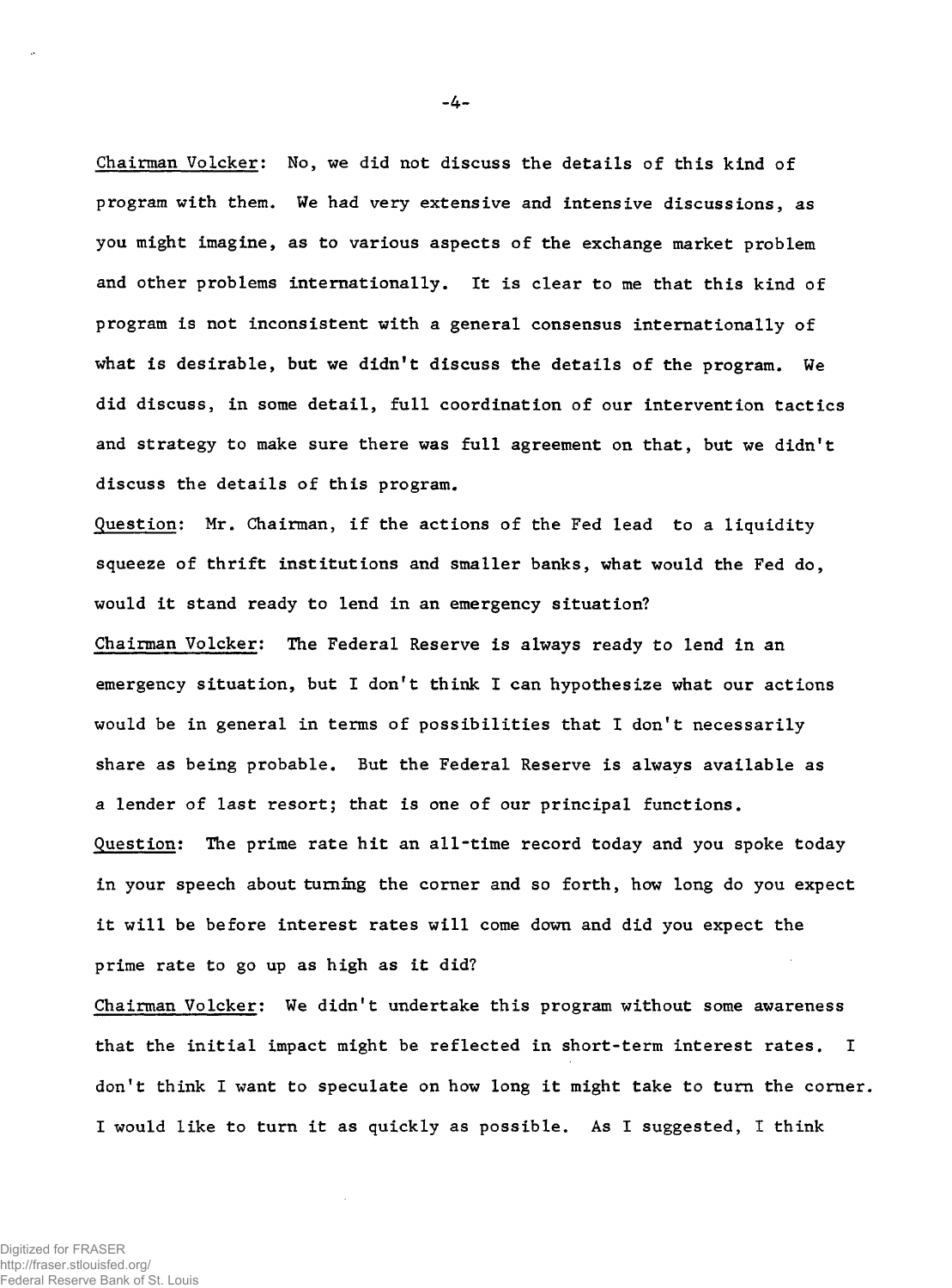Chairman Volcker: No, we did not discuss the details of this kind of program with them. We had very extensive and intensive discussions, as you might imagine, as to various aspects of the exchange market problem and other problems internationally. It is clear to me that this kind of program is not inconsistent with a general consensus internationally of what is desirable, but we didn't discuss the details of the program. We did discuss, in some detail, full coordination of our intervention tactics and strategy to make sure there was full agreement on that, but we didn't discuss the details of this program.

Question: Mr. Chairman, if the actions of the Fed lead to a liquidity squeeze of thrift institutions and smaller banks, what would the Fed do, would it stand ready to lend in an emergency situation?

Chairman Volcker: The Federal Reserve is always ready to lend in an emergency situation, but I don't think I can hypothesize what our actions would be in general in terms of possibilities that I don't necessarily share as being probable. But the Federal Reserve is always available as a lender of last resort; that is one of our principal functions.

Question: The prime rate hit an all-time record today and you spoke today in your speech about turning the corner and so forth, how long do you expect it will be before interest rates will come down and did you expect the prime rate to go up as high as it did?

Chairman Volcker: We didn't undertake this program without some awareness that the initial impact might be reflected in short-term interest rates. I don't think I want to speculate on how long it might take to turn the corner. I would like to turn it as quickly as possible. As I suggested, I think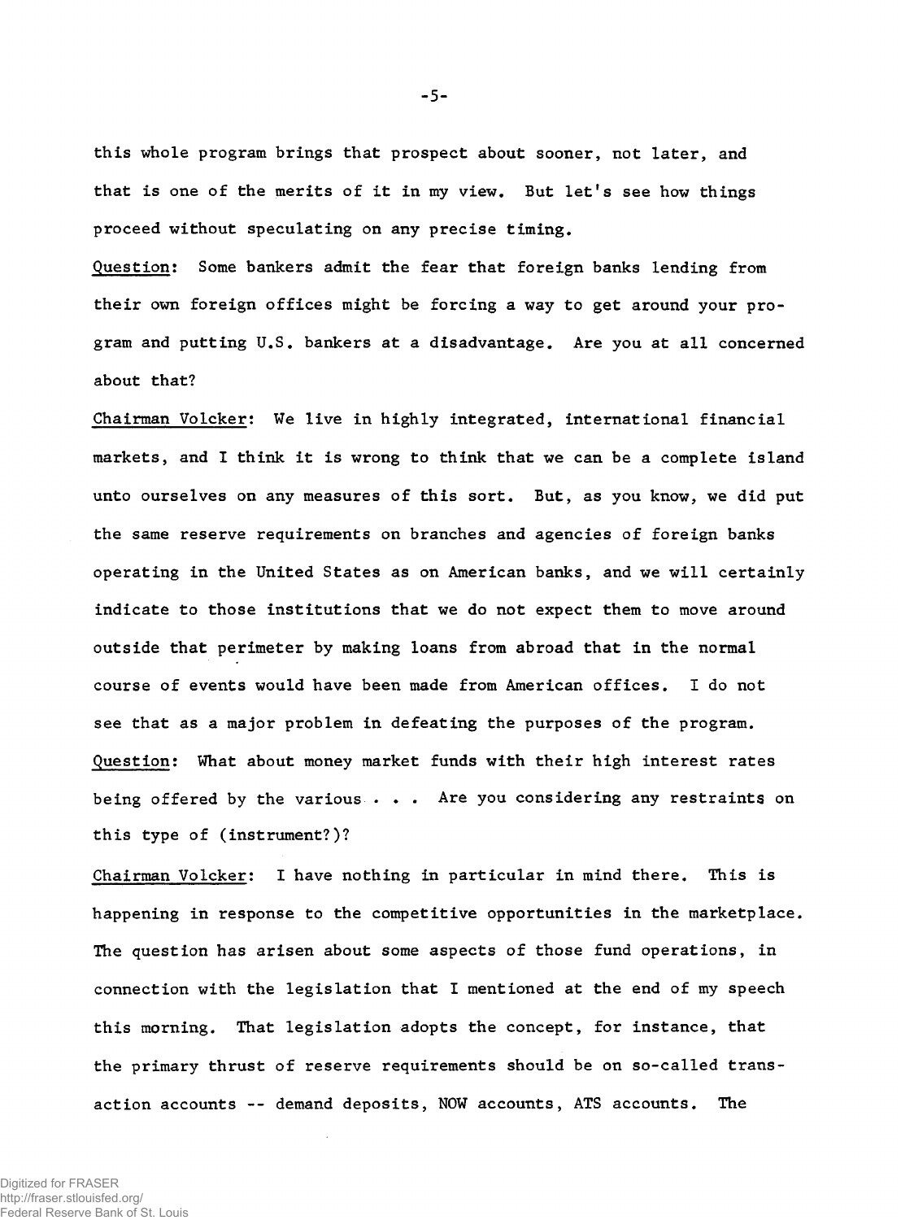this whole program brings that prospect about sooner, not later, and that is one of the merits of it in my view. But let's see how things proceed without speculating on any precise timing.

Question: Some bankers admit the fear that foreign banks lending from their own foreign offices might be forcing a way to get around your program and putting U.S. bankers at a disadvantage. Are you at all concerned about that?

Chairman Volcker: We live in highly integrated, international financial markets, and I think it is wrong to think that we can be a complete island unto ourselves on any measures of this sort. But, as you know, we did put the same reserve requirements on branches and agencies of foreign banks operating in the United States as on American banks, and we will certainly indicate to those institutions that we do not expect them to move around outside that perimeter by making loans from abroad that in the normal course of events would have been made from American offices. I do not see that as a major problem in defeating the purposes of the program.

Question: What about money market funds with their high interest rates being offered by the various . . . Are you considering any restraints on this type of (instrument?)?

Chairman Volcker: I have nothing in particular in mind there. This is happening in response to the competitive opportunities in the marketplace. The question has arisen about some aspects of those fund operations, in connection with the legislation that I mentioned at the end of my speech this morning. That legislation adopts the concept, for instance, that the primary thrust of reserve requirements should be on so-called transaction accounts -- demand deposits, NOW accounts, ATS accounts. The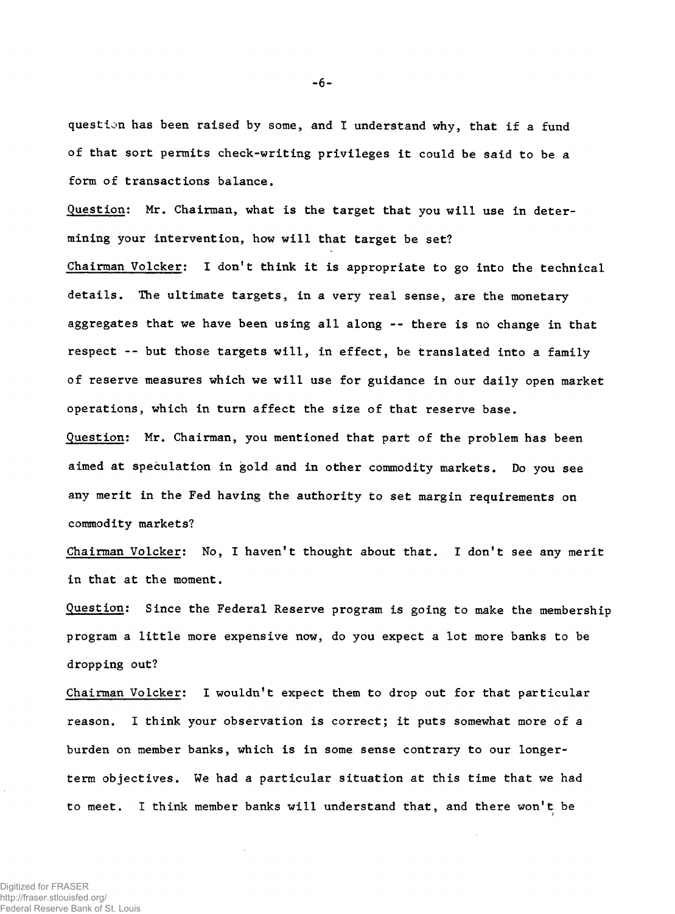question has been raised by some, and I understand why, that if a fund of that sort permits check-writing privileges it could be said to be a form of transactions balance.

Question: Mr. Chairman, what is the target that you will use in determining your intervention, how will that target be set?

Chairman Volcker: I don't think it is appropriate to go into the technical details. The ultimate targets, in a very real sense, are the monetary aggregates that we have been using all along -- there is no change in that respect -- but those targets will, in effect, be translated into a family of reserve measures which we will use for guidance in our daily open market operations, which in turn affect the size of that reserve base.

Question: Mr. Chairman, you mentioned that part of the problem has been aimed at speculation in gold and in other commodity markets. Do you see any merit in the Fed having the authority to set margin requirements on commodity markets?

Chairman Volcker: No, I haven't thought about that. I don't see any merit in that at the moment.

Question: Since the Federal Reserve program is going to make the membership program a little more expensive now, do you expect a lot more banks to be dropping out?

Chairman Volcker: I wouldn't expect them to drop out for that particular reason. I think your observation is correct; it puts somewhat more of a burden on member banks, which is in some sense contrary to our longer-term objectives. We had a particular situation at this time that we had to meet. I think member banks will understand that, and there won't be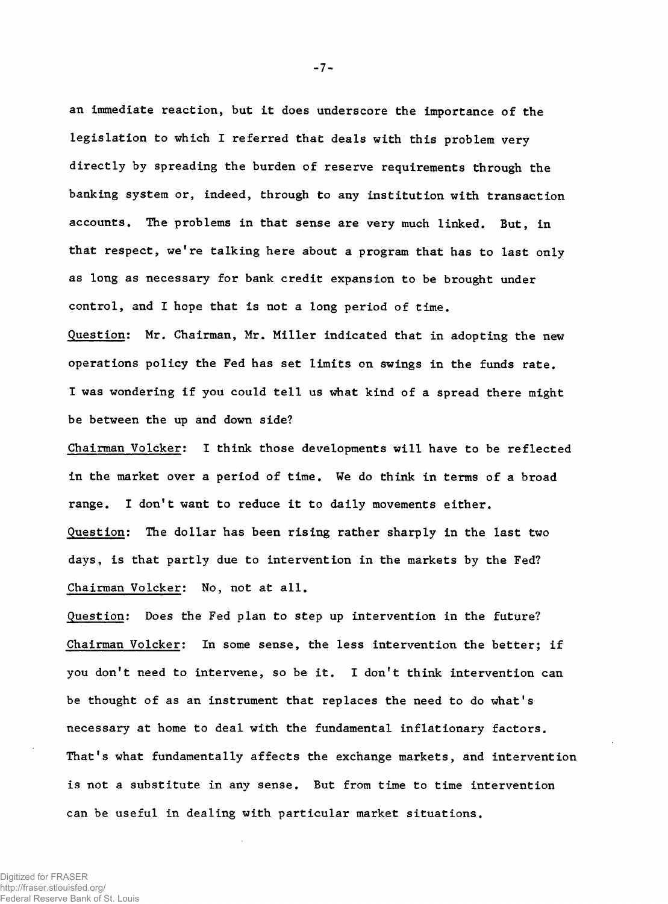an immediate reaction, but it does underscore the importance of the legislation to which I referred that deals with this problem very directly by spreading the burden of reserve requirements through the banking system or, indeed, through to any institution with transaction accounts. The problems in that sense are very much linked. But, in that respect, we're talking here about a program that has to last only as long as necessary for bank credit expansion to be brought under control, and I hope that is not a long period of time.

Question: Mr. Chairman, Mr. Miller indicated that in adopting the new operations policy the Fed has set limits on swings in the funds rate. I was wondering if you could tell us what kind of a spread there might be between the up and down side?

Chairman Volcker: I think those developments will have to be reflected in the market over a period of time. We do think in terms of a broad range. I don't want to reduce it to daily movements either.

Question: The dollar has been rising rather sharply in the last two days, is that partly due to intervention in the markets by the Fed?

Chairman Volcker: No, not at all.

Question: Does the Fed plan to step up intervention in the future?

Chairman Volcker: In some sense, the less intervention the better; if you don't need to intervene, so be it. I don't think intervention can be thought of as an instrument that replaces the need to do what's necessary at home to deal with the fundamental inflationary factors. That's what fundamentally affects the exchange markets, and intervention is not a substitute in any sense. But from time to time intervention can be useful in dealing with particular market situations.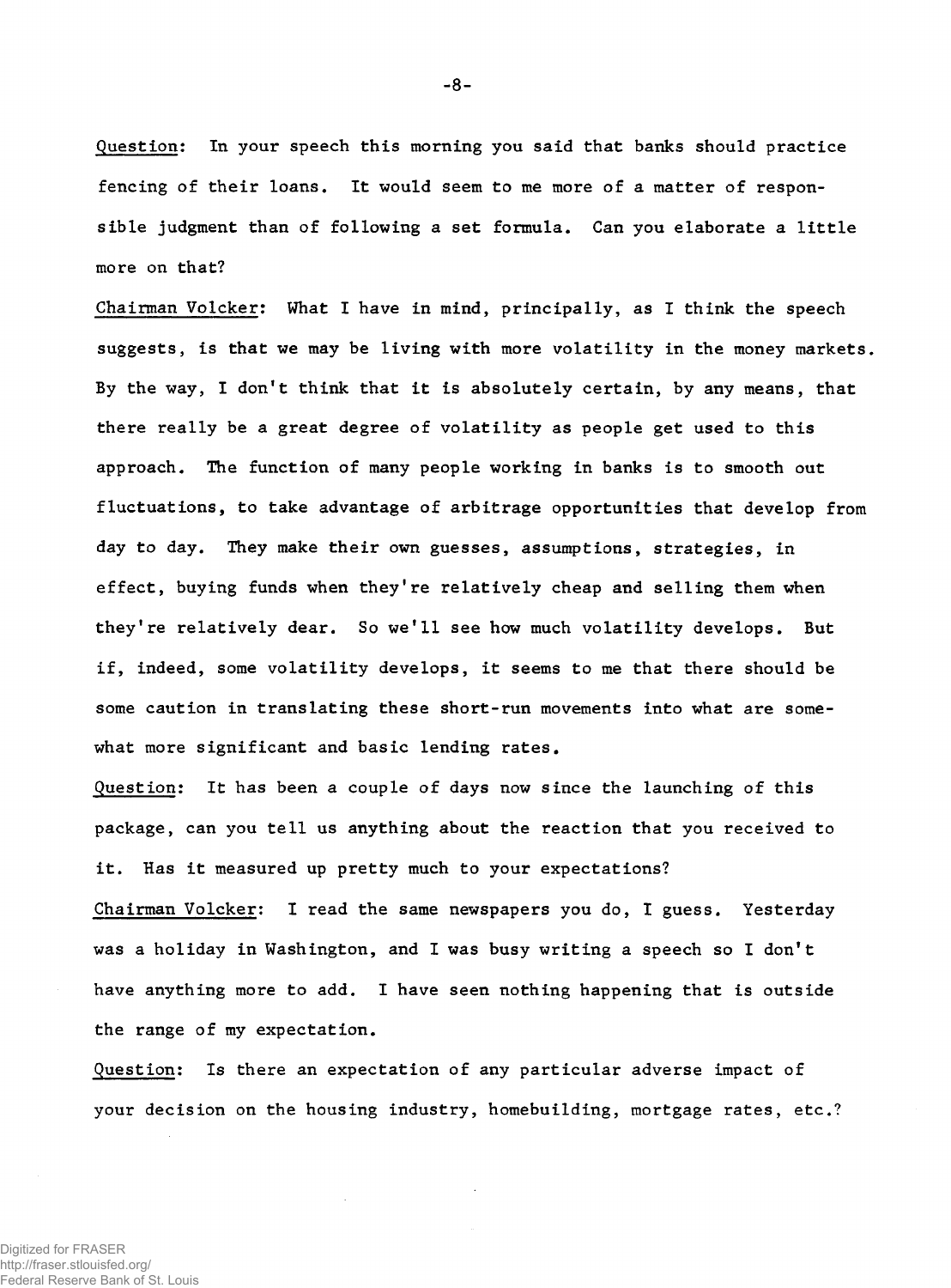Question: In your speech this morning you said that banks should practice fencing of their loans. It would seem to me more of a matter of responsible judgment than of following a set formula. Can you elaborate a little more on that?

Chairman Volcker: What I have in mind, principally, as I think the speech suggests, is that we may be living with more volatility in the money markets. By the way, I don't think that it is absolutely certain, by any means, that there really be a great degree of volatility as people get used to this approach. The function of many people working in banks is to smooth out fluctuations, to take advantage of arbitrage opportunities that develop from day to day. They make their own guesses, assumptions, strategies, in effect, buying funds when they're relatively cheap and selling them when they're relatively dear. So we'll see how much volatility develops. But if, indeed, some volatility develops, it seems to me that there should be some caution in translating these short-run movements into what are somewhat more significant and basic lending rates.

Question: It has been a couple of days now since the launching of this package, can you tell us anything about the reaction that you received to it. Has it measured up pretty much to your expectations?

Chairman Volcker: I read the same newspapers you do, I guess. Yesterday was a holiday in Washington, and I was busy writing a speech so I don't have anything more to add. I have seen nothing happening that is outside the range of my expectation.

Question: Is there an expectation of any particular adverse impact of your decision on the housing industry, homebuilding, mortgage rates, etc.?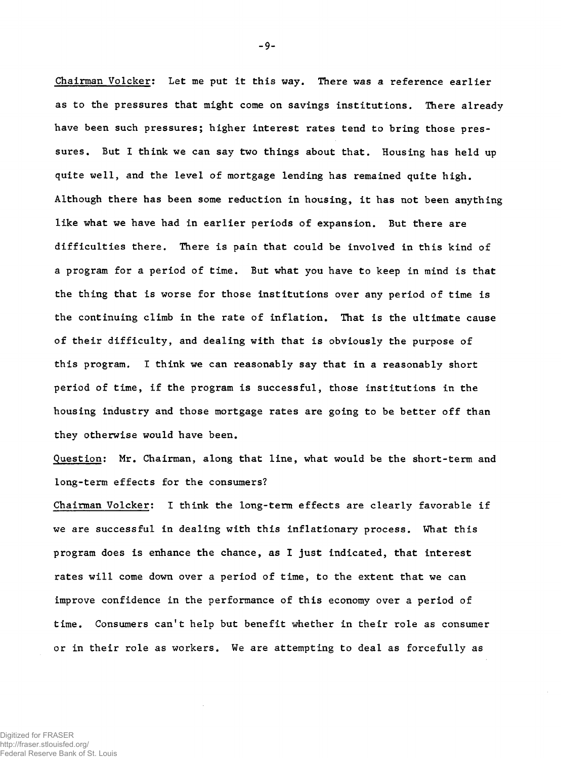Chairman Volcker: Let me put it this way. There was a reference earlier as to the pressures that might come on savings institutions. There already have been such pressures; higher interest rates tend to bring those pressures. But I think we can say two things about that. Housing has held up quite well, and the level of mortgage lending has remained quite high. Although there has been some reduction in housing, it has not been anything like what we have had in earlier periods of expansion. But there are difficulties there. There is pain that could be involved in this kind of a program for a period of time. But what you have to keep in mind is that the thing that is worse for those institutions over any period of time is the continuing climb in the rate of inflation. That is the ultimate cause of their difficulty, and dealing with that is obviously the purpose of this program. I think we can reasonably say that in a reasonably short period of time, if the program is successful, those institutions in the housing industry and those mortgage rates are going to be better off than they otherwise would have been.

Question: Mr. Chairman, along that line, what would be the short-term and long-term effects for the consumers?

Chairman Volcker: I think the long-term effects are clearly favorable if we are successful in dealing with this inflationary process. What this program does is enhance the chance, as I just indicated, that interest rates will come down over a period of time, to the extent that we can improve confidence in the performance of this economy over a period of time. Consumers can't help but benefit whether in their role as consumer or in their role as workers. We are attempting to deal as forcefully as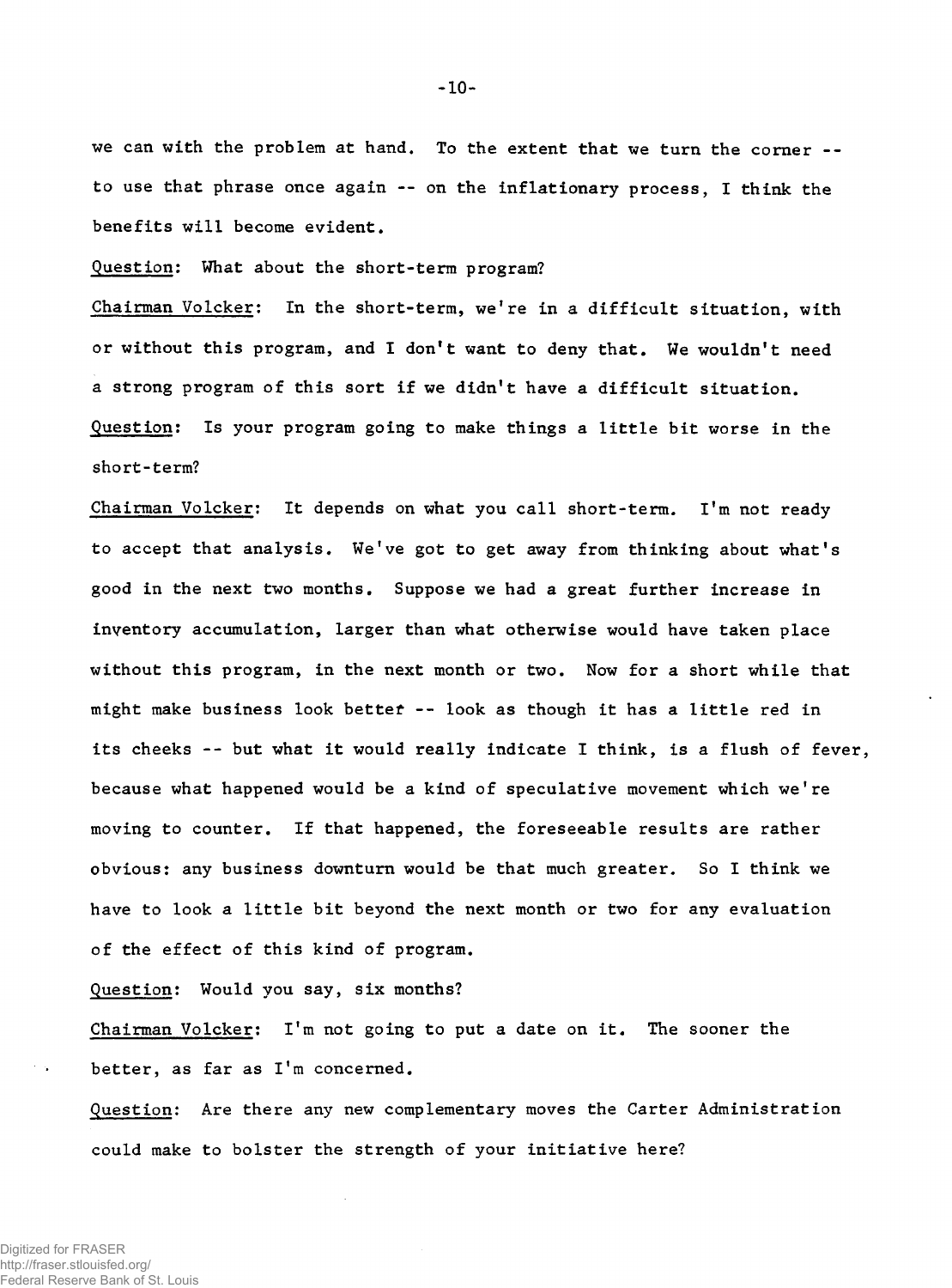we can with the problem at hand. To the extent that we turn the corner -- to use that phrase once again -- on the inflationary process, I think the benefits will become evident.

<u>Question</u>: What about the short-term program?

<u>Chairman Volcker</u>: In the short-term, we're in a difficult situation, with or without this program, and I don't want to deny that. We wouldn't need a strong program of this sort if we didn't have a difficult situation.

<u>Question</u>: Is your program going to make things a little bit worse in the short-term?

<u>Chairman Volcker</u>: It depends on what you call short-term. I'm not ready to accept that analysis. We've got to get away from thinking about what's good in the next two months. Suppose we had a great further increase in inventory accumulation, larger than what otherwise would have taken place without this program, in the next month or two. Now for a short while that might make business look better -- look as though it has a little red in its cheeks -- but what it would really indicate I think, is a flush of fever, because what happened would be a kind of speculative movement which we're moving to counter. If that happened, the foreseeable results are rather obvious: any business downturn would be that much greater. So I think we have to look a little bit beyond the next month or two for any evaluation of the effect of this kind of program.

<u>Question</u>: Would you say, six months?

<u>Chairman Volcker</u>: I'm not going to put a date on it. The sooner the better, as far as I'm concerned.

<u>Question</u>: Are there any new complementary moves the Carter Administration could make to bolster the strength of your initiative here?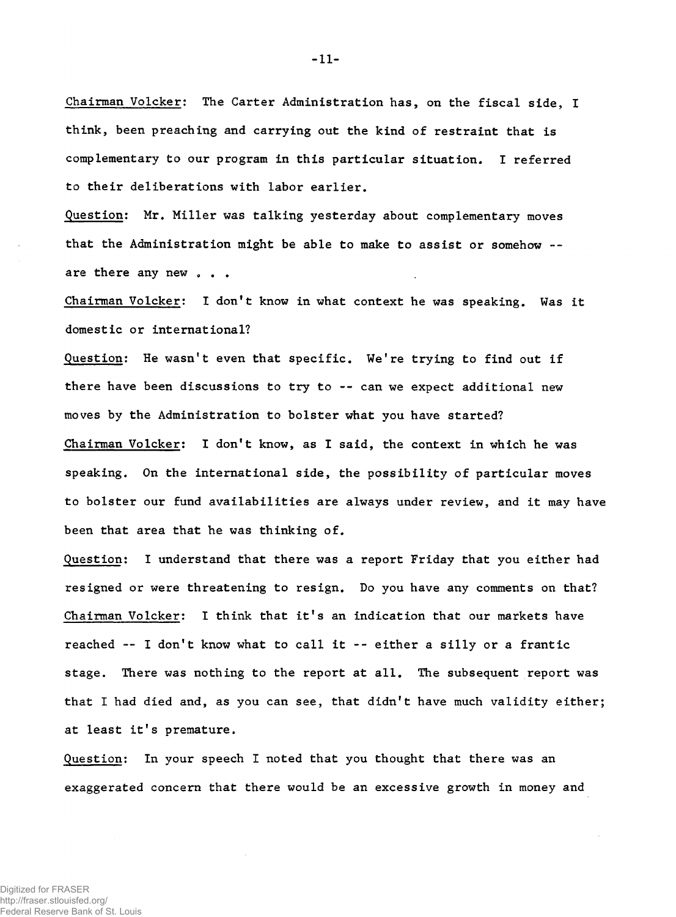Chairman Volcker: The Carter Administration has, on the fiscal side, I think, been preaching and carrying out the kind of restraint that is complementary to our program in this particular situation. I referred to their deliberations with labor earlier.

Question: Mr. Miller was talking yesterday about complementary moves that the Administration might be able to make to assist or somehow -- are there any new . . .

Chairman Volcker: I don't know in what context he was speaking. Was it domestic or international?

Question: He wasn't even that specific. We're trying to find out if there have been discussions to try to -- can we expect additional new moves by the Administration to bolster what you have started?

Chairman Volcker: I don't know, as I said, the context in which he was speaking. On the international side, the possibility of particular moves to bolster our fund availabilities are always under review, and it may have been that area that he was thinking of.

Question: I understand that there was a report Friday that you either had resigned or were threatening to resign. Do you have any comments on that?

Chairman Volcker: I think that it's an indication that our markets have reached -- I don't know what to call it -- either a silly or a frantic stage. There was nothing to the report at all. The subsequent report was that I had died and, as you can see, that didn't have much validity either; at least it's premature.

Question: In your speech I noted that you thought that there was an exaggerated concern that there would be an excessive growth in money and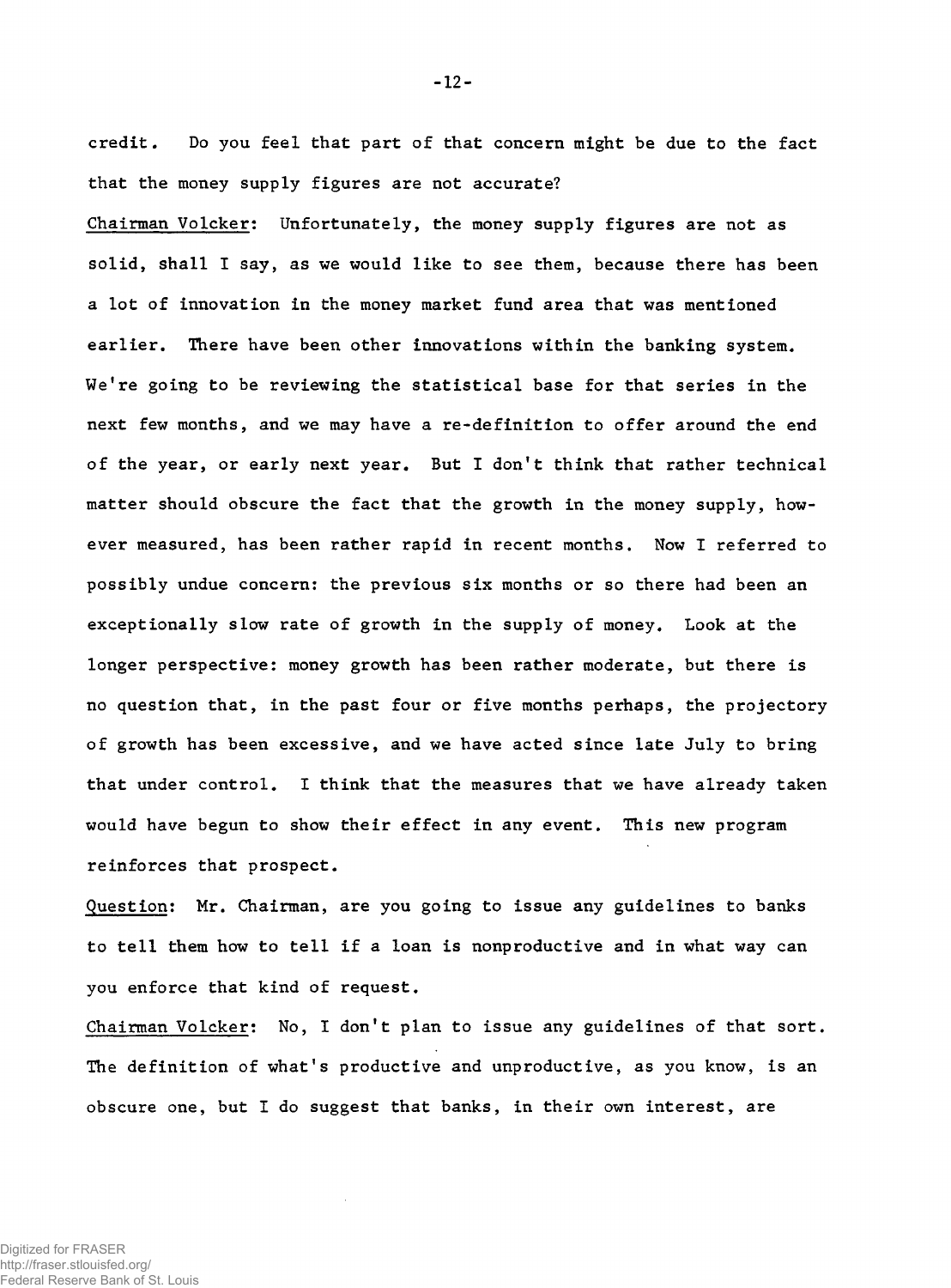credit. Do you feel that part of that concern might be due to the fact that the money supply figures are not accurate?

<u>Chairman Volcker</u>: Unfortunately, the money supply figures are not as solid, shall I say, as we would like to see them, because there has been a lot of innovation in the money market fund area that was mentioned earlier. There have been other innovations within the banking system. We're going to be reviewing the statistical base for that series in the next few months, and we may have a re-definition to offer around the end of the year, or early next year. But I don't think that rather technical matter should obscure the fact that the growth in the money supply, however measured, has been rather rapid in recent months. Now I referred to possibly undue concern: the previous six months or so there had been an exceptionally slow rate of growth in the supply of money. Look at the longer perspective: money growth has been rather moderate, but there is no question that, in the past four or five months perhaps, the projectory of growth has been excessive, and we have acted since late July to bring that under control. I think that the measures that we have already taken would have begun to show their effect in any event. This new program reinforces that prospect.

<u>Question</u>: Mr. Chairman, are you going to issue any guidelines to banks to tell them how to tell if a loan is nonproductive and in what way can you enforce that kind of request.

<u>Chairman Volcker</u>: No, I don't plan to issue any guidelines of that sort. The definition of what's productive and unproductive, as you know, is an obscure one, but I do suggest that banks, in their own interest, are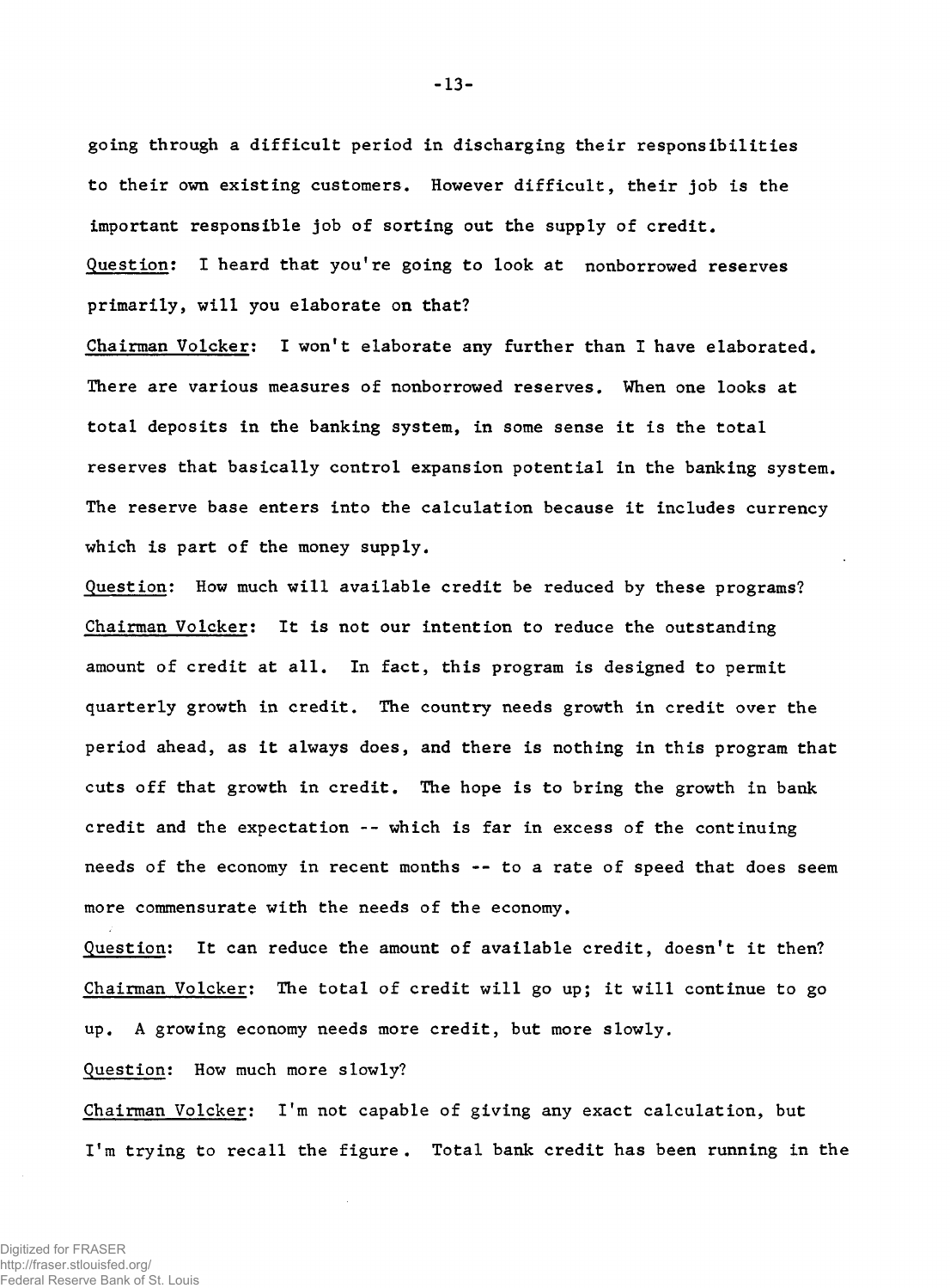going through a difficult period in discharging their responsibilities to their own existing customers. However difficult, their job is the important responsible job of sorting out the supply of credit.

Question: I heard that you're going to look at nonborrowed reserves primarily, will you elaborate on that?

Chairman Volcker: I won't elaborate any further than I have elaborated. There are various measures of nonborrowed reserves. When one looks at total deposits in the banking system, in some sense it is the total reserves that basically control expansion potential in the banking system. The reserve base enters into the calculation because it includes currency which is part of the money supply.

Question: How much will available credit be reduced by these programs?

Chairman Volcker: It is not our intention to reduce the outstanding amount of credit at all. In fact, this program is designed to permit quarterly growth in credit. The country needs growth in credit over the period ahead, as it always does, and there is nothing in this program that cuts off that growth in credit. The hope is to bring the growth in bank credit and the expectation -- which is far in excess of the continuing needs of the economy in recent months -- to a rate of speed that does seem more commensurate with the needs of the economy.

Question: It can reduce the amount of available credit, doesn't it then?

Chairman Volcker: The total of credit will go up; it will continue to go up. A growing economy needs more credit, but more slowly.

Question: How much more slowly?

Chairman Volcker: I'm not capable of giving any exact calculation, but I'm trying to recall the figure. Total bank credit has been running in the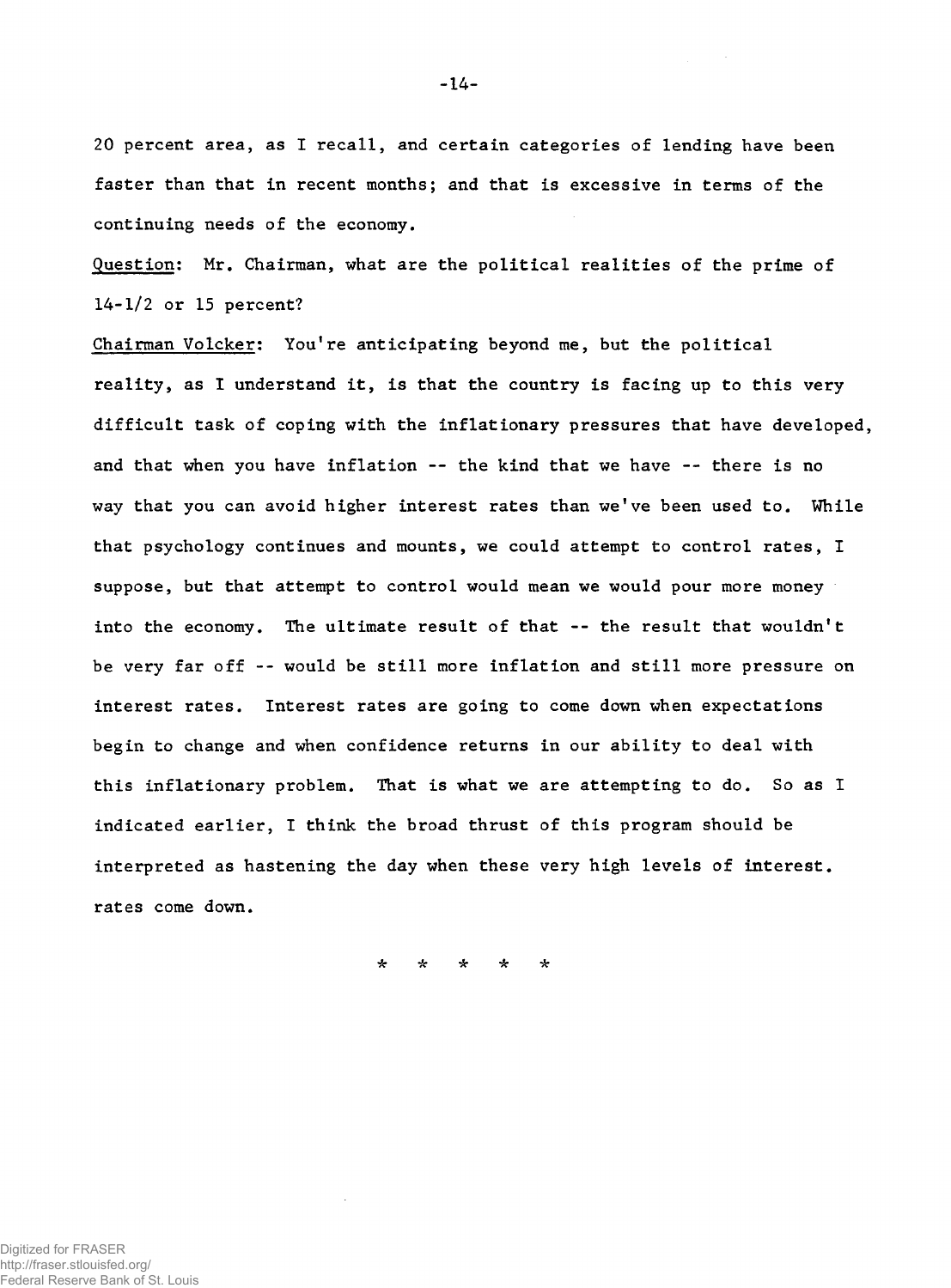20 percent area, as I recall, and certain categories of lending have been faster than that in recent months; and that is excessive in terms of the continuing needs of the economy.

Question: Mr. Chairman, what are the political realities of the prime of 14-1/2 or 15 percent?

Chairman Volcker: You're anticipating beyond me, but the political reality, as I understand it, is that the country is facing up to this very difficult task of coping with the inflationary pressures that have developed, and that when you have inflation -- the kind that we have -- there is no way that you can avoid higher interest rates than we've been used to. While that psychology continues and mounts, we could attempt to control rates, I suppose, but that attempt to control would mean we would pour more money into the economy. The ultimate result of that -- the result that wouldn't be very far off -- would be still more inflation and still more pressure on interest rates. Interest rates are going to come down when expectations begin to change and when confidence returns in our ability to deal with this inflationary problem. That is what we are attempting to do. So as I indicated earlier, I think the broad thrust of this program should be interpreted as hastening the day when these very high levels of interest rates come down.

\* \* \* \* \*